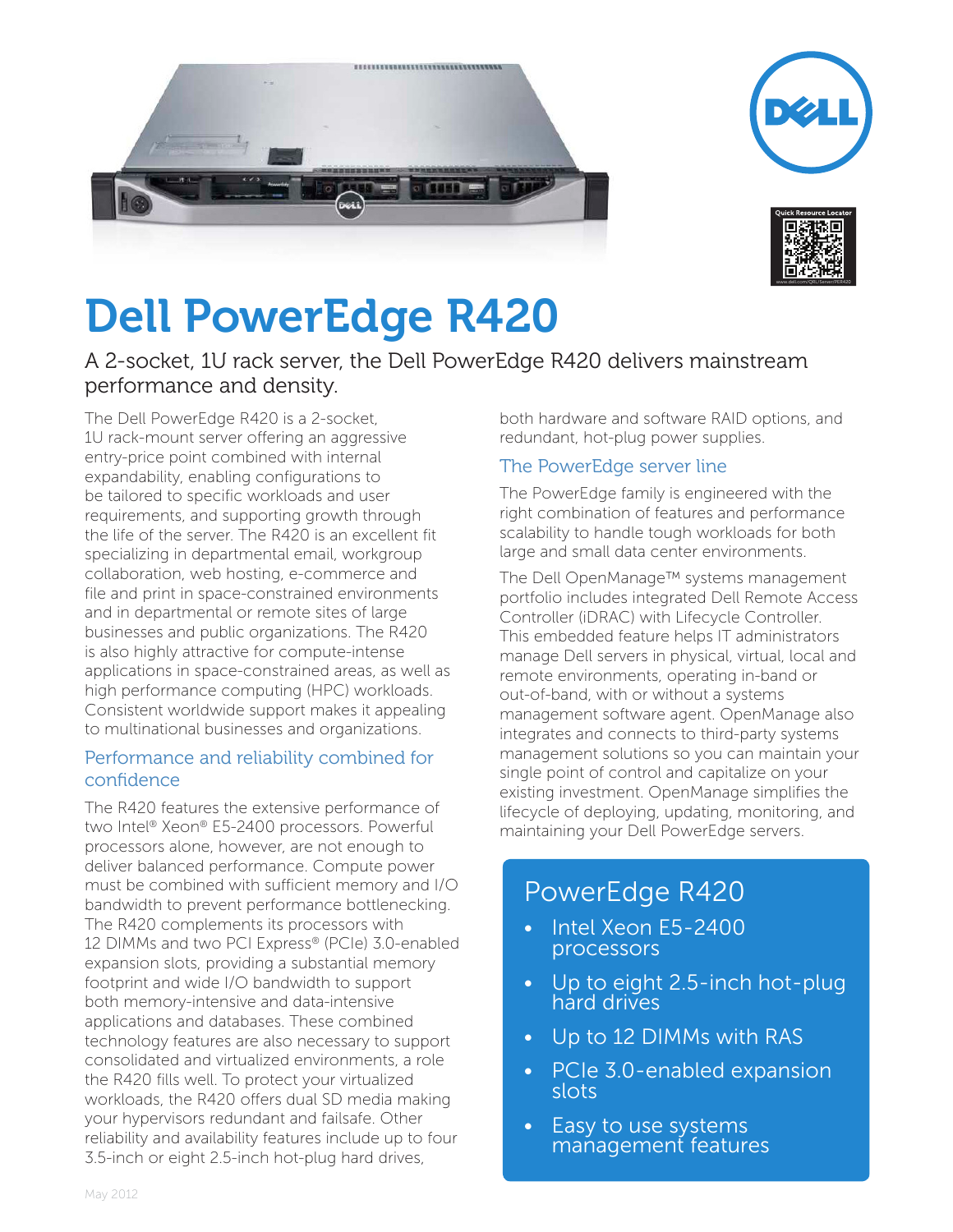# Dell PowerEdge R420

A 2-socket, 1U rack server, the Dell PowerEdge R420 delivers mainstream performance and density.

The Dell PowerEdge R420 is a 2-socket, 1U rack-mount server offering an aggressive entry-price point combined with internal expandability, enabling configurations to be tailored to specific workloads and user requirements, and supporting growth through the life of the server. The R420 is an excellent fit specializing in departmental email, workgroup collaboration, web hosting, e-commerce and file and print in space-constrained environments and in departmental or remote sites of large businesses and public organizations. The R420 is also highly attractive for compute-intense applications in space-constrained areas, as well as high performance computing (HPC) workloads. Consistent worldwide support makes it appealing to multinational businesses and organizations.

## Performance and reliability combined for confidence

The R420 features the extensive performance of two Intel® Xeon® E5-2400 processors. Powerful processors alone, however, are not enough to deliver balanced performance. Compute power must be combined with sufficient memory and I/O bandwidth to prevent performance bottlenecking. The R420 complements its processors with 12 DIMMs and two PCI Express® (PCIe) 3.0-enabled expansion slots, providing a substantial memory footprint and wide I/O bandwidth to support both memory-intensive and data-intensive applications and databases. These combined technology features are also necessary to support consolidated and virtualized environments, a role the R420 fills well. To protect your virtualized workloads, the R420 offers dual SD media making your hypervisors redundant and failsafe. Other reliability and availability features include up to four 3.5-inch or eight 2.5-inch hot-plug hard drives, both hardware and software RAID options, and redundant, hot-plug power supplies.

## The PowerEdge server line

The PowerEdge family is engineered with the right combination of features and performance scalability to handle tough workloads for both large and small data center environments.

The Dell OpenManage™ systems management portfolio includes integrated Dell Remote Access Controller (iDRAC) with Lifecycle Controller. This embedded feature helps IT administrators manage Dell servers in physical, virtual, local and remote environments, operating in-band or out-of-band, with or without a systems management software agent. OpenManage also integrates and connects to third-party systems management solutions so you can maintain your single point of control and capitalize on your existing investment. OpenManage simplifies the lifecycle of deploying, updating, monitoring, and maintaining your Dell PowerEdge servers.

## PowerEdge R420

- Intel Xeon E5-2400 processors
- Up to eight 2.5-inch hot-plug hard drives
- Up to 12 DIMMs with RAS
- PCIe 3.0-enabled expansion slots
- Easy to use systems management features

May 2012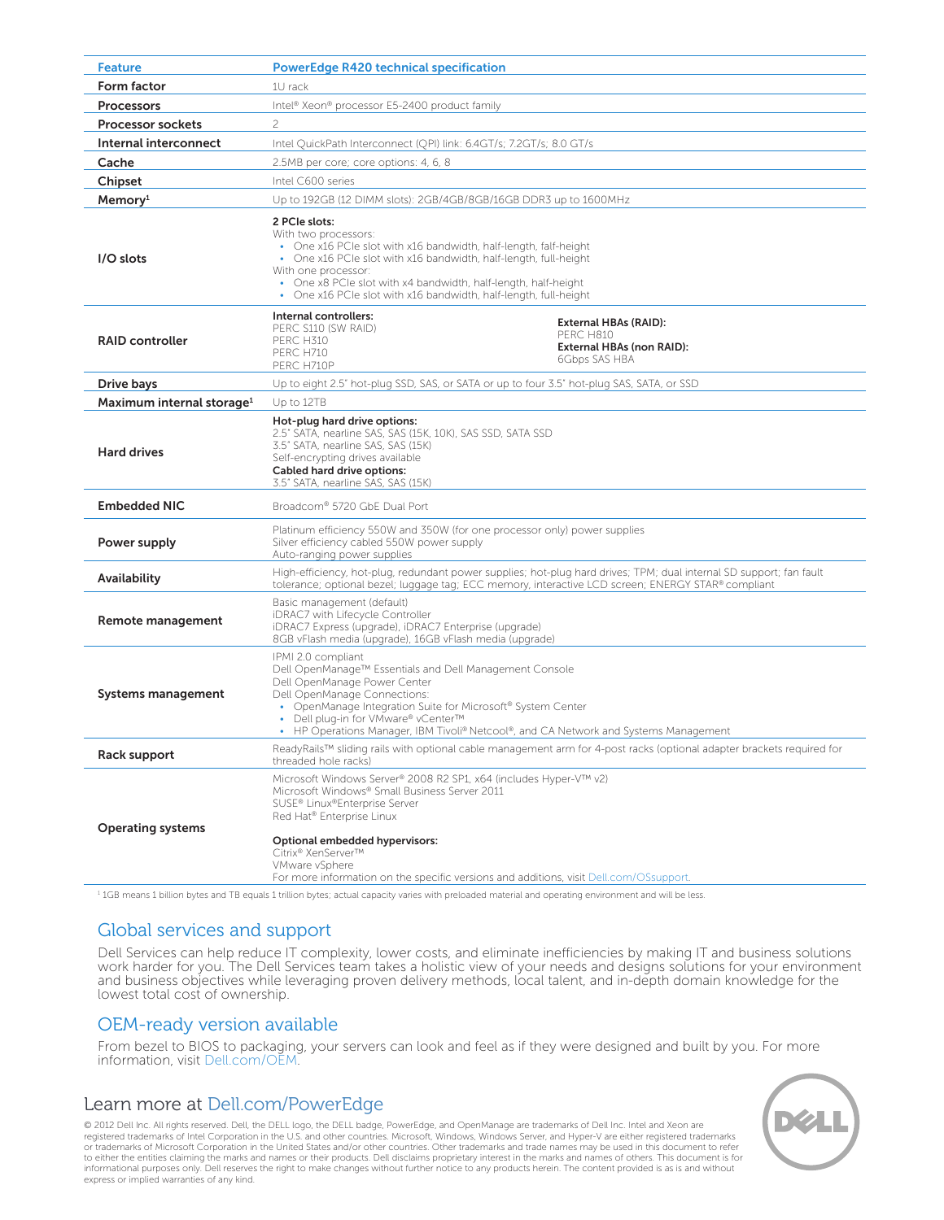| Feature | PowerEdge R420 technical specification |
|---|---|
| **Form factor** | 1U rack |
| **Processors** | Intel® Xeon® processor E5-2400 product family |
| **Processor sockets** | 2 |
| **Internal interconnect** | Intel QuickPath Interconnect (QPI) link: 6.4GT/s; 7.2GT/s; 8.0 GT/s |
| **Cache** | 2.5MB per core; core options: 4, 6, 8 |
| **Chipset** | Intel C600 series |
| **Memory**[1] | Up to 192GB (12 DIMM slots): 2GB/4GB/8GB/16GB DDR3 up to 1600MHz |
| **I/O slots** | **2 PCIe slots:**<br>With two processors:<br>• One x16 PCIe slot with x16 bandwidth, half-length, falf-height<br>• One x16 PCIe slot with x16 bandwidth, half-length, full-height<br>With one processor:<br>• One x8 PCIe slot with x4 bandwidth, half-length, half-height<br>• One x16 PCIe slot with x16 bandwidth, half-length, full-height |
| **RAID controller** | **Internal controllers:**<br>PERC S110 (SW RAID)<br>PERC H310<br>PERC H710<br>PERC H710P<br>**External HBAs (RAID):**<br>PERC H810<br>**External HBAs (non RAID):**<br>6Gbps SAS HBA |
| **Drive bays** | Up to eight 2.5" hot-plug SSD, SAS, or SATA or up to four 3.5" hot-plug SAS, SATA, or SSD |
| **Maximum internal storage**[1] | Up to 12TB |
| **Hard drives** | **Hot-plug hard drive options:**<br>2.5" SATA, nearline SAS, SAS (15K, 10K), SAS SSD, SATA SSD<br>3.5" SATA, nearline SAS, SAS (15K)<br>Self-encrypting drives available<br>**Cabled hard drive options:**<br>3.5" SATA, nearline SAS, SAS (15K) |
| **Embedded NIC** | Broadcom® 5720 GbE Dual Port |
| **Power supply** | Platinum efficiency 550W and 350W (for one processor only) power supplies<br>Silver efficiency cabled 550W power supply<br>Auto-ranging power supplies |
| **Availability** | High-efficiency, hot-plug, redundant power supplies; hot-plug hard drives; TPM; dual internal SD support; fan fault tolerance; optional bezel; luggage tag; ECC memory, interactive LCD screen; ENERGY STAR® compliant |
| **Remote management** | Basic management (default)<br>iDRAC7 with Lifecycle Controller<br>iDRAC7 Express (upgrade), iDRAC7 Enterprise (upgrade)<br>8GB vFlash media (upgrade), 16GB vFlash media (upgrade) |
| **Systems management** | IPMI 2.0 compliant<br>Dell OpenManage™ Essentials and Dell Management Console<br>Dell OpenManage Power Center<br>Dell OpenManage Connections:<br>• OpenManage Integration Suite for Microsoft® System Center<br>• Dell plug-in for VMware® vCenter™<br>• HP Operations Manager, IBM Tivoli® Netcool®, and CA Network and Systems Management |
| **Rack support** | ReadyRails™ sliding rails with optional cable management arm for 4-post racks (optional adapter brackets required for threaded hole racks) |
| **Operating systems** | Microsoft Windows Server® 2008 R2 SP1, x64 (includes Hyper-V™ v2)<br>Microsoft Windows® Small Business Server 2011<br>SUSE® Linux®Enterprise Server<br>Red Hat® Enterprise Linux<br><br>**Optional embedded hypervisors:**<br>Citrix® XenServer™<br>VMware vSphere<br>For more information on the specific versions and additions, visit Dell.com/OSsupport. |

[1] 1GB means 1 billion bytes and TB equals 1 trillion bytes; actual capacity varies with preloaded material and operating environment and will be less.

## Global services and support

Dell Services can help reduce IT complexity, lower costs, and eliminate inefficiencies by making IT and business solutions work harder for you. The Dell Services team takes a holistic view of your needs and designs solutions for your environment and business objectives while leveraging proven delivery methods, local talent, and in-depth domain knowledge for the lowest total cost of ownership.

## OEM-ready version available

From bezel to BIOS to packaging, your servers can look and feel as if they were designed and built by you. For more information, visit Dell.com/OEM.

## Learn more at Dell.com/PowerEdge

© 2012 Dell Inc. All rights reserved. Dell, the DELL logo, the DELL badge, PowerEdge, and OpenManage are trademarks of Dell Inc. Intel and Xeon are registered trademarks of Intel Corporation in the U.S. and other countries. Microsoft, Windows, Windows Server, and Hyper-V are either registered trademarks or trademarks of Microsoft Corporation in the United States and/or other countries. Other trademarks and trade names may be used in this document to refer to either the entities claiming the marks and names or their products. Dell disclaims proprietary interest in the marks and names of others. This document is for informational purposes only. Dell reserves the right to make changes without further notice to any products herein. The content provided is as is and without express or implied warranties of any kind.